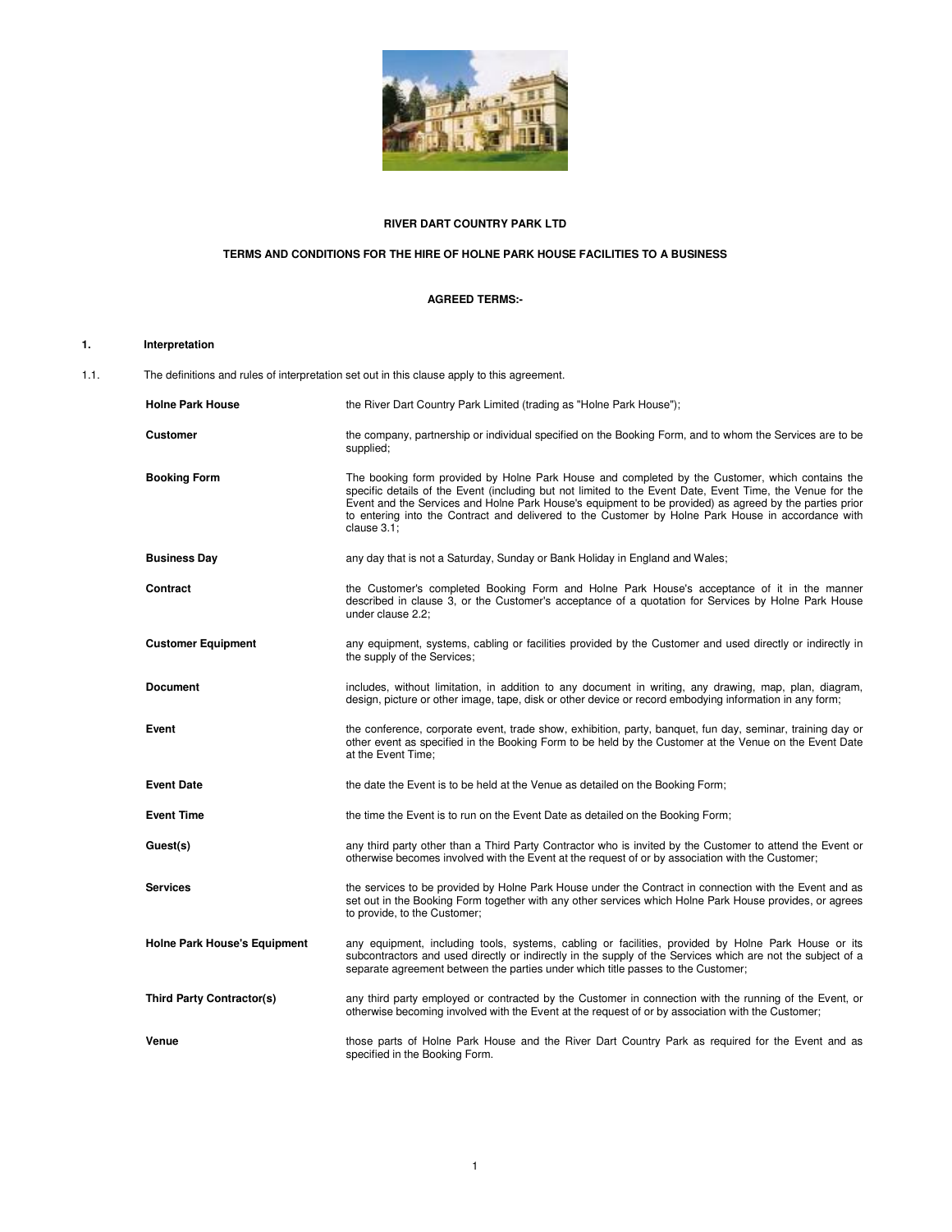**RIVER DART COUNTRY PARK LTD**

**TERMS AND CONDITIONS FOR THE HIRE OF HOLNE PARK HOUSE FACILITIES TO A BUSINESS**

**AGREED TERMS:-**

## 1. Interpretation

1.1. The definitions and rules of interpretation set out in this clause apply to this agreement.

| | |
|---|---|
| **Holne Park House** | the River Dart Country Park Limited (trading as "Holne Park House"); |
| **Customer** | the company, partnership or individual specified on the Booking Form, and to whom the Services are to be supplied; |
| **Booking Form** | The booking form provided by Holne Park House and completed by the Customer, which contains the specific details of the Event (including but not limited to the Event Date, Event Time, the Venue for the Event and the Services and Holne Park House's equipment to be provided) as agreed by the parties prior to entering into the Contract and delivered to the Customer by Holne Park House in accordance with clause 3.1; |
| **Business Day** | any day that is not a Saturday, Sunday or Bank Holiday in England and Wales; |
| **Contract** | the Customer's completed Booking Form and Holne Park House's acceptance of it in the manner described in clause 3, or the Customer's acceptance of a quotation for Services by Holne Park House under clause 2.2; |
| **Customer Equipment** | any equipment, systems, cabling or facilities provided by the Customer and used directly or indirectly in the supply of the Services; |
| **Document** | includes, without limitation, in addition to any document in writing, any drawing, map, plan, diagram, design, picture or other image, tape, disk or other device or record embodying information in any form; |
| **Event** | the conference, corporate event, trade show, exhibition, party, banquet, fun day, seminar, training day or other event as specified in the Booking Form to be held by the Customer at the Venue on the Event Date at the Event Time; |
| **Event Date** | the date the Event is to be held at the Venue as detailed on the Booking Form; |
| **Event Time** | the time the Event is to run on the Event Date as detailed on the Booking Form; |
| **Guest(s)** | any third party other than a Third Party Contractor who is invited by the Customer to attend the Event or otherwise becomes involved with the Event at the request of or by association with the Customer; |
| **Services** | the services to be provided by Holne Park House under the Contract in connection with the Event and as set out in the Booking Form together with any other services which Holne Park House provides, or agrees to provide, to the Customer; |
| **Holne Park House's Equipment** | any equipment, including tools, systems, cabling or facilities, provided by Holne Park House or its subcontractors and used directly or indirectly in the supply of the Services which are not the subject of a separate agreement between the parties under which title passes to the Customer; |
| **Third Party Contractor(s)** | any third party employed or contracted by the Customer in connection with the running of the Event, or otherwise becoming involved with the Event at the request of or by association with the Customer; |
| **Venue** | those parts of Holne Park House and the River Dart Country Park as required for the Event and as specified in the Booking Form. |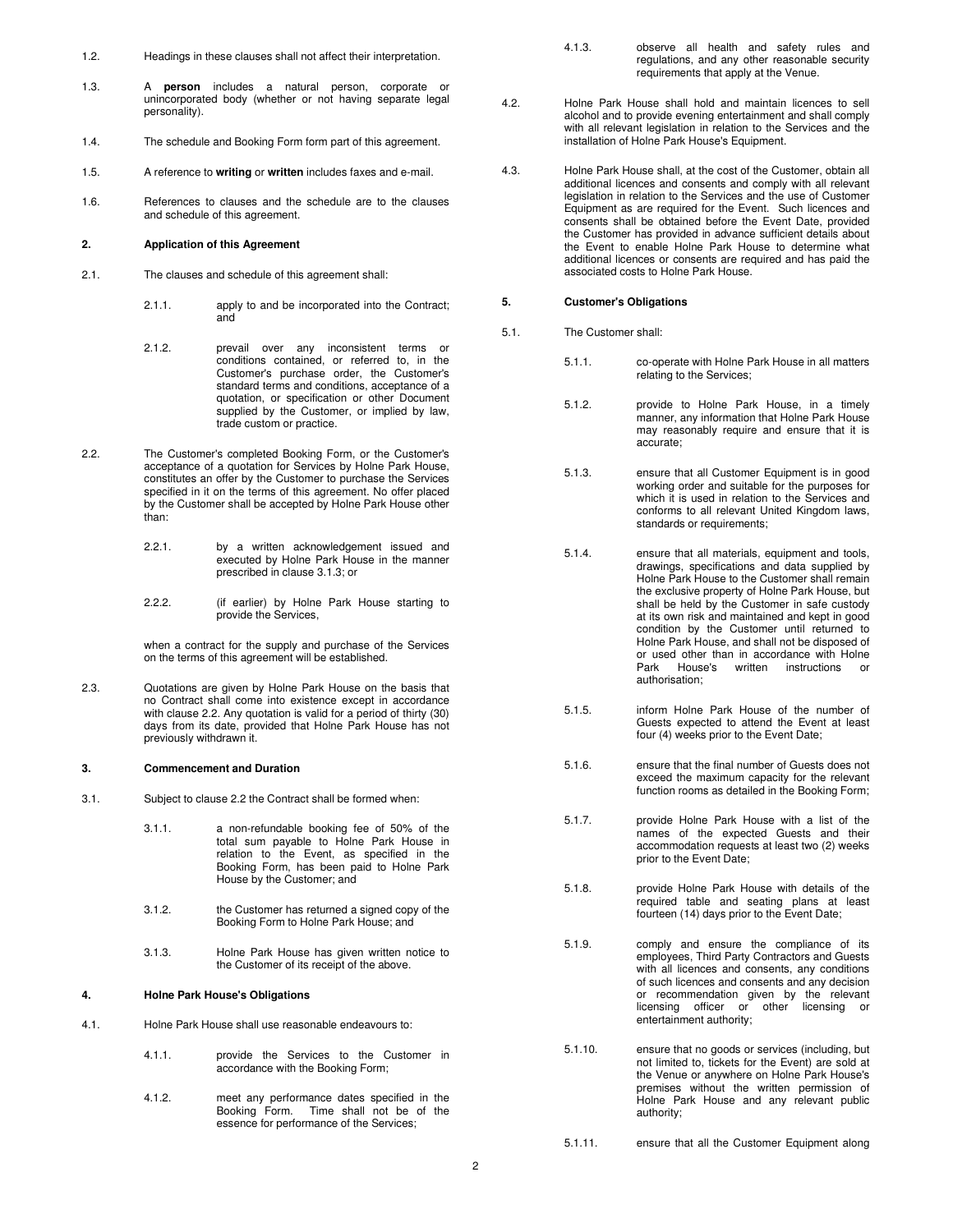1.2. Headings in these clauses shall not affect their interpretation.

1.3. A **person** includes a natural person, corporate or unincorporated body (whether or not having separate legal personality).

1.4. The schedule and Booking Form form part of this agreement.

1.5. A reference to **writing** or **written** includes faxes and e-mail.

1.6. References to clauses and the schedule are to the clauses and schedule of this agreement.

## 2. Application of this Agreement

2.1. The clauses and schedule of this agreement shall:

2.1.1. apply to and be incorporated into the Contract; and

2.1.2. prevail over any inconsistent terms or conditions contained, or referred to, in the Customer's purchase order, the Customer's standard terms and conditions, acceptance of a quotation, or specification or other Document supplied by the Customer, or implied by law, trade custom or practice.

2.2. The Customer's completed Booking Form, or the Customer's acceptance of a quotation for Services by Holne Park House, constitutes an offer by the Customer to purchase the Services specified in it on the terms of this agreement. No offer placed by the Customer shall be accepted by Holne Park House other than:

2.2.1. by a written acknowledgement issued and executed by Holne Park House in the manner prescribed in clause 3.1.3; or

2.2.2. (if earlier) by Holne Park House starting to provide the Services,

when a contract for the supply and purchase of the Services on the terms of this agreement will be established.

2.3. Quotations are given by Holne Park House on the basis that no Contract shall come into existence except in accordance with clause 2.2. Any quotation is valid for a period of thirty (30) days from its date, provided that Holne Park House has not previously withdrawn it.

## 3. Commencement and Duration

3.1. Subject to clause 2.2 the Contract shall be formed when:

3.1.1. a non-refundable booking fee of 50% of the total sum payable to Holne Park House in relation to the Event, as specified in the Booking Form, has been paid to Holne Park House by the Customer; and

3.1.2. the Customer has returned a signed copy of the Booking Form to Holne Park House; and

3.1.3. Holne Park House has given written notice to the Customer of its receipt of the above.

## 4. Holne Park House's Obligations

4.1. Holne Park House shall use reasonable endeavours to:

4.1.1. provide the Services to the Customer in accordance with the Booking Form;

4.1.2. meet any performance dates specified in the Booking Form. Time shall not be of the essence for performance of the Services;

4.1.3. observe all health and safety rules and regulations, and any other reasonable security requirements that apply at the Venue.

4.2. Holne Park House shall hold and maintain licences to sell alcohol and to provide evening entertainment and shall comply with all relevant legislation in relation to the Services and the installation of Holne Park House's Equipment.

4.3. Holne Park House shall, at the cost of the Customer, obtain all additional licences and consents and comply with all relevant legislation in relation to the Services and the use of Customer Equipment as are required for the Event. Such licences and consents shall be obtained before the Event Date, provided the Customer has provided in advance sufficient details about the Event to enable Holne Park House to determine what additional licences or consents are required and has paid the associated costs to Holne Park House.

## 5. Customer's Obligations

5.1. The Customer shall:

5.1.1. co-operate with Holne Park House in all matters relating to the Services;

5.1.2. provide to Holne Park House, in a timely manner, any information that Holne Park House may reasonably require and ensure that it is accurate;

5.1.3. ensure that all Customer Equipment is in good working order and suitable for the purposes for which it is used in relation to the Services and conforms to all relevant United Kingdom laws, standards or requirements;

5.1.4. ensure that all materials, equipment and tools, drawings, specifications and data supplied by Holne Park House to the Customer shall remain the exclusive property of Holne Park House, but shall be held by the Customer in safe custody at its own risk and maintained and kept in good condition by the Customer until returned to Holne Park House, and shall not be disposed of or used other than in accordance with Holne Park House's written instructions or authorisation;

5.1.5. inform Holne Park House of the number of Guests expected to attend the Event at least four (4) weeks prior to the Event Date;

5.1.6. ensure that the final number of Guests does not exceed the maximum capacity for the relevant function rooms as detailed in the Booking Form;

5.1.7. provide Holne Park House with a list of the names of the expected Guests and their accommodation requests at least two (2) weeks prior to the Event Date;

5.1.8. provide Holne Park House with details of the required table and seating plans at least fourteen (14) days prior to the Event Date;

5.1.9. comply and ensure the compliance of its employees, Third Party Contractors and Guests with all licences and consents, any conditions of such licences and consents and any decision or recommendation given by the relevant licensing officer or other licensing or entertainment authority;

5.1.10. ensure that no goods or services (including, but not limited to, tickets for the Event) are sold at the Venue or anywhere on Holne Park House's premises without the written permission of Holne Park House and any relevant public authority;

5.1.11. ensure that all the Customer Equipment along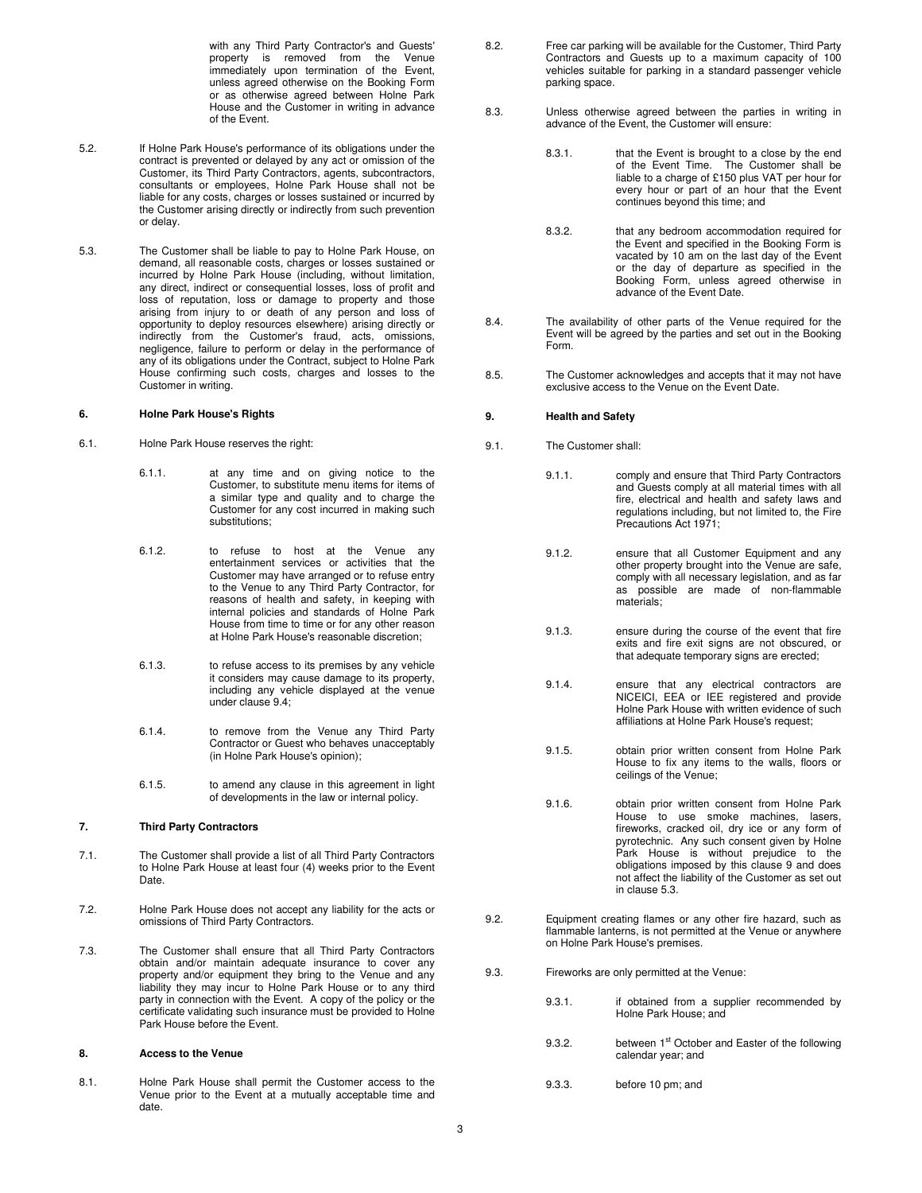with any Third Party Contractor's and Guests' property is removed from the Venue immediately upon termination of the Event, unless agreed otherwise on the Booking Form or as otherwise agreed between Holne Park House and the Customer in writing in advance of the Event.

5.2. If Holne Park House's performance of its obligations under the contract is prevented or delayed by any act or omission of the Customer, its Third Party Contractors, agents, subcontractors, consultants or employees, Holne Park House shall not be liable for any costs, charges or losses sustained or incurred by the Customer arising directly or indirectly from such prevention or delay.

5.3. The Customer shall be liable to pay to Holne Park House, on demand, all reasonable costs, charges or losses sustained or incurred by Holne Park House (including, without limitation, any direct, indirect or consequential losses, loss of profit and loss of reputation, loss or damage to property and those arising from injury to or death of any person and loss of opportunity to deploy resources elsewhere) arising directly or indirectly from the Customer's fraud, acts, omissions, negligence, failure to perform or delay in the performance of any of its obligations under the Contract, subject to Holne Park House confirming such costs, charges and losses to the Customer in writing.

## 6. Holne Park House's Rights

6.1. Holne Park House reserves the right:

6.1.1. at any time and on giving notice to the Customer, to substitute menu items for items of a similar type and quality and to charge the Customer for any cost incurred in making such substitutions;

6.1.2. to refuse to host at the Venue any entertainment services or activities that the Customer may have arranged or to refuse entry to the Venue to any Third Party Contractor, for reasons of health and safety, in keeping with internal policies and standards of Holne Park House from time to time or for any other reason at Holne Park House's reasonable discretion;

6.1.3. to refuse access to its premises by any vehicle it considers may cause damage to its property, including any vehicle displayed at the venue under clause 9.4;

6.1.4. to remove from the Venue any Third Party Contractor or Guest who behaves unacceptably (in Holne Park House's opinion);

6.1.5. to amend any clause in this agreement in light of developments in the law or internal policy.

## 7. Third Party Contractors

7.1. The Customer shall provide a list of all Third Party Contractors to Holne Park House at least four (4) weeks prior to the Event Date.

7.2. Holne Park House does not accept any liability for the acts or omissions of Third Party Contractors.

7.3. The Customer shall ensure that all Third Party Contractors obtain and/or maintain adequate insurance to cover any property and/or equipment they bring to the Venue and any liability they may incur to Holne Park House or to any third party in connection with the Event. A copy of the policy or the certificate validating such insurance must be provided to Holne Park House before the Event.

## 8. Access to the Venue

8.1. Holne Park House shall permit the Customer access to the Venue prior to the Event at a mutually acceptable time and date.

8.2. Free car parking will be available for the Customer, Third Party Contractors and Guests up to a maximum capacity of 100 vehicles suitable for parking in a standard passenger vehicle parking space.

8.3. Unless otherwise agreed between the parties in writing in advance of the Event, the Customer will ensure:

8.3.1. that the Event is brought to a close by the end of the Event Time. The Customer shall be liable to a charge of £150 plus VAT per hour for every hour or part of an hour that the Event continues beyond this time; and

8.3.2. that any bedroom accommodation required for the Event and specified in the Booking Form is vacated by 10 am on the last day of the Event or the day of departure as specified in the Booking Form, unless agreed otherwise in advance of the Event Date.

8.4. The availability of other parts of the Venue required for the Event will be agreed by the parties and set out in the Booking Form.

8.5. The Customer acknowledges and accepts that it may not have exclusive access to the Venue on the Event Date.

## 9. Health and Safety

9.1. The Customer shall:

9.1.1. comply and ensure that Third Party Contractors and Guests comply at all material times with all fire, electrical and health and safety laws and regulations including, but not limited to, the Fire Precautions Act 1971;

9.1.2. ensure that all Customer Equipment and any other property brought into the Venue are safe, comply with all necessary legislation, and as far as possible are made of non-flammable materials;

9.1.3. ensure during the course of the event that fire exits and fire exit signs are not obscured, or that adequate temporary signs are erected;

9.1.4. ensure that any electrical contractors are NICEICI, EEA or IEE registered and provide Holne Park House with written evidence of such affiliations at Holne Park House's request;

9.1.5. obtain prior written consent from Holne Park House to fix any items to the walls, floors or ceilings of the Venue;

9.1.6. obtain prior written consent from Holne Park House to use smoke machines, lasers, fireworks, cracked oil, dry ice or any form of pyrotechnic. Any such consent given by Holne Park House is without prejudice to the obligations imposed by this clause 9 and does not affect the liability of the Customer as set out in clause 5.3.

9.2. Equipment creating flames or any other fire hazard, such as flammable lanterns, is not permitted at the Venue or anywhere on Holne Park House's premises.

9.3. Fireworks are only permitted at the Venue:

9.3.1. if obtained from a supplier recommended by Holne Park House; and

9.3.2. between 1st October and Easter of the following calendar year; and

9.3.3. before 10 pm; and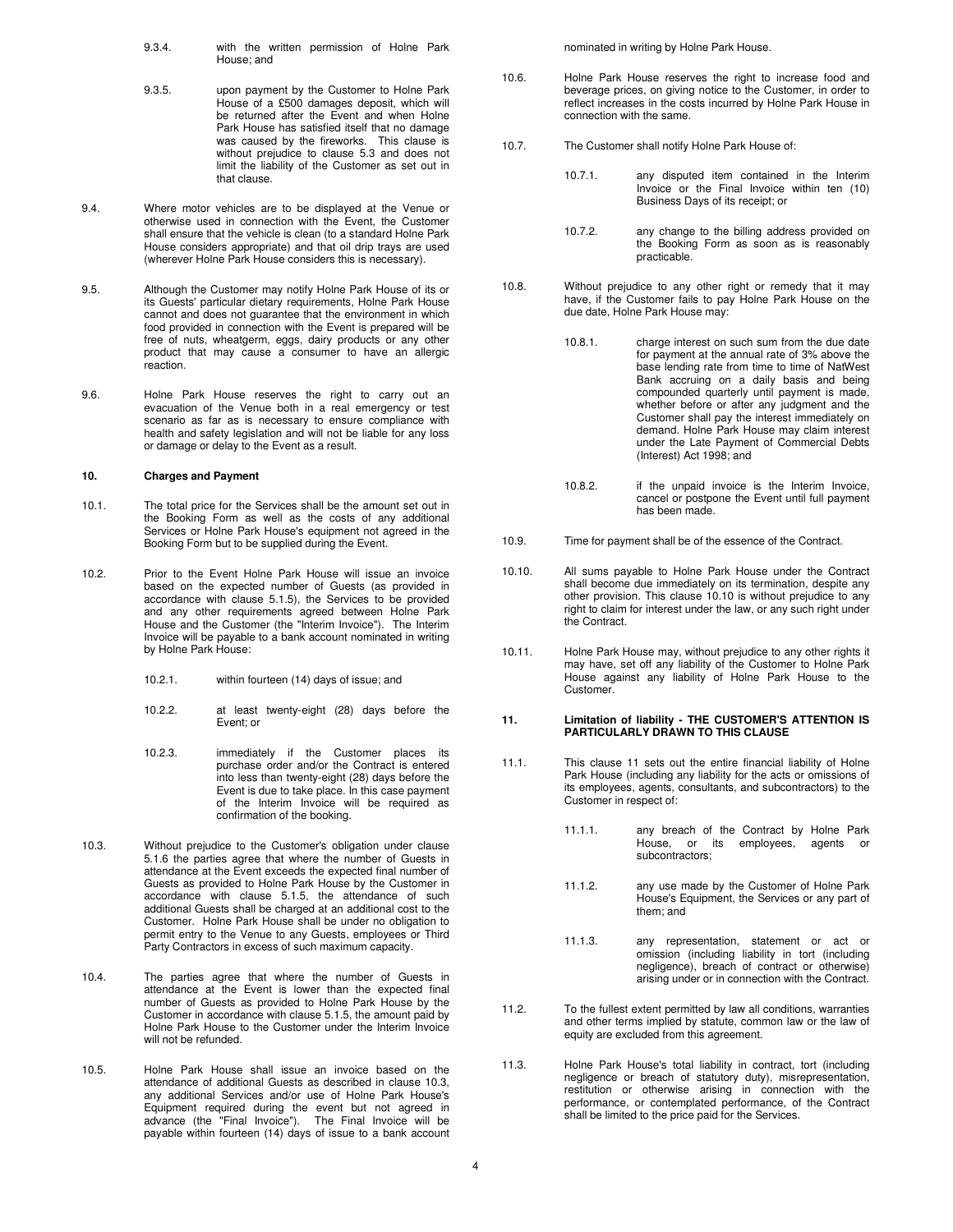9.3.4. with the written permission of Holne Park House; and

9.3.5. upon payment by the Customer to Holne Park House of a £500 damages deposit, which will be returned after the Event and when Holne Park House has satisfied itself that no damage was caused by the fireworks. This clause is without prejudice to clause 5.3 and does not limit the liability of the Customer as set out in that clause.

9.4. Where motor vehicles are to be displayed at the Venue or otherwise used in connection with the Event, the Customer shall ensure that the vehicle is clean (to a standard Holne Park House considers appropriate) and that oil drip trays are used (wherever Holne Park House considers this is necessary).

9.5. Although the Customer may notify Holne Park House of its or its Guests' particular dietary requirements, Holne Park House cannot and does not guarantee that the environment in which food provided in connection with the Event is prepared will be free of nuts, wheatgerm, eggs, dairy products or any other product that may cause a consumer to have an allergic reaction.

9.6. Holne Park House reserves the right to carry out an evacuation of the Venue both in a real emergency or test scenario as far as is necessary to ensure compliance with health and safety legislation and will not be liable for any loss or damage or delay to the Event as a result.

**10. Charges and Payment**

10.1. The total price for the Services shall be the amount set out in the Booking Form as well as the costs of any additional Services or Holne Park House's equipment not agreed in the Booking Form but to be supplied during the Event.

10.2. Prior to the Event Holne Park House will issue an invoice based on the expected number of Guests (as provided in accordance with clause 5.1.5), the Services to be provided and any other requirements agreed between Holne Park House and the Customer (the "Interim Invoice"). The Interim Invoice will be payable to a bank account nominated in writing by Holne Park House:

10.2.1. within fourteen (14) days of issue; and

10.2.2. at least twenty-eight (28) days before the Event; or

10.2.3. immediately if the Customer places its purchase order and/or the Contract is entered into less than twenty-eight (28) days before the Event is due to take place. In this case payment of the Interim Invoice will be required as confirmation of the booking.

10.3. Without prejudice to the Customer's obligation under clause 5.1.6 the parties agree that where the number of Guests in attendance at the Event exceeds the expected final number of Guests as provided to Holne Park House by the Customer in accordance with clause 5.1.5, the attendance of such additional Guests shall be charged at an additional cost to the Customer. Holne Park House shall be under no obligation to permit entry to the Venue to any Guests, employees or Third Party Contractors in excess of such maximum capacity.

10.4. The parties agree that where the number of Guests in attendance at the Event is lower than the expected final number of Guests as provided to Holne Park House by the Customer in accordance with clause 5.1.5, the amount paid by Holne Park House to the Customer under the Interim Invoice will not be refunded.

10.5. Holne Park House shall issue an invoice based on the attendance of additional Guests as described in clause 10.3, any additional Services and/or use of Holne Park House's Equipment required during the event but not agreed in advance (the "Final Invoice"). The Final Invoice will be payable within fourteen (14) days of issue to a bank account nominated in writing by Holne Park House.

10.6. Holne Park House reserves the right to increase food and beverage prices, on giving notice to the Customer, in order to reflect increases in the costs incurred by Holne Park House in connection with the same.

10.7. The Customer shall notify Holne Park House of:

10.7.1. any disputed item contained in the Interim Invoice or the Final Invoice within ten (10) Business Days of its receipt; or

10.7.2. any change to the billing address provided on the Booking Form as soon as is reasonably practicable.

10.8. Without prejudice to any other right or remedy that it may have, if the Customer fails to pay Holne Park House on the due date, Holne Park House may:

10.8.1. charge interest on such sum from the due date for payment at the annual rate of 3% above the base lending rate from time to time of NatWest Bank accruing on a daily basis and being compounded quarterly until payment is made, whether before or after any judgment and the Customer shall pay the interest immediately on demand. Holne Park House may claim interest under the Late Payment of Commercial Debts (Interest) Act 1998; and

10.8.2. if the unpaid invoice is the Interim Invoice, cancel or postpone the Event until full payment has been made.

10.9. Time for payment shall be of the essence of the Contract.

10.10. All sums payable to Holne Park House under the Contract shall become due immediately on its termination, despite any other provision. This clause 10.10 is without prejudice to any right to claim for interest under the law, or any such right under the Contract.

10.11. Holne Park House may, without prejudice to any other rights it may have, set off any liability of the Customer to Holne Park House against any liability of Holne Park House to the Customer.

**11. Limitation of liability - THE CUSTOMER'S ATTENTION IS PARTICULARLY DRAWN TO THIS CLAUSE**

11.1. This clause 11 sets out the entire financial liability of Holne Park House (including any liability for the acts or omissions of its employees, agents, consultants, and subcontractors) to the Customer in respect of:

11.1.1. any breach of the Contract by Holne Park House, or its employees, agents or subcontractors;

11.1.2. any use made by the Customer of Holne Park House's Equipment, the Services or any part of them; and

11.1.3. any representation, statement or act or omission (including liability in tort (including negligence), breach of contract or otherwise) arising under or in connection with the Contract.

11.2. To the fullest extent permitted by law all conditions, warranties and other terms implied by statute, common law or the law of equity are excluded from this agreement.

11.3. Holne Park House's total liability in contract, tort (including negligence or breach of statutory duty), misrepresentation, restitution or otherwise arising in connection with the performance, or contemplated performance, of the Contract shall be limited to the price paid for the Services.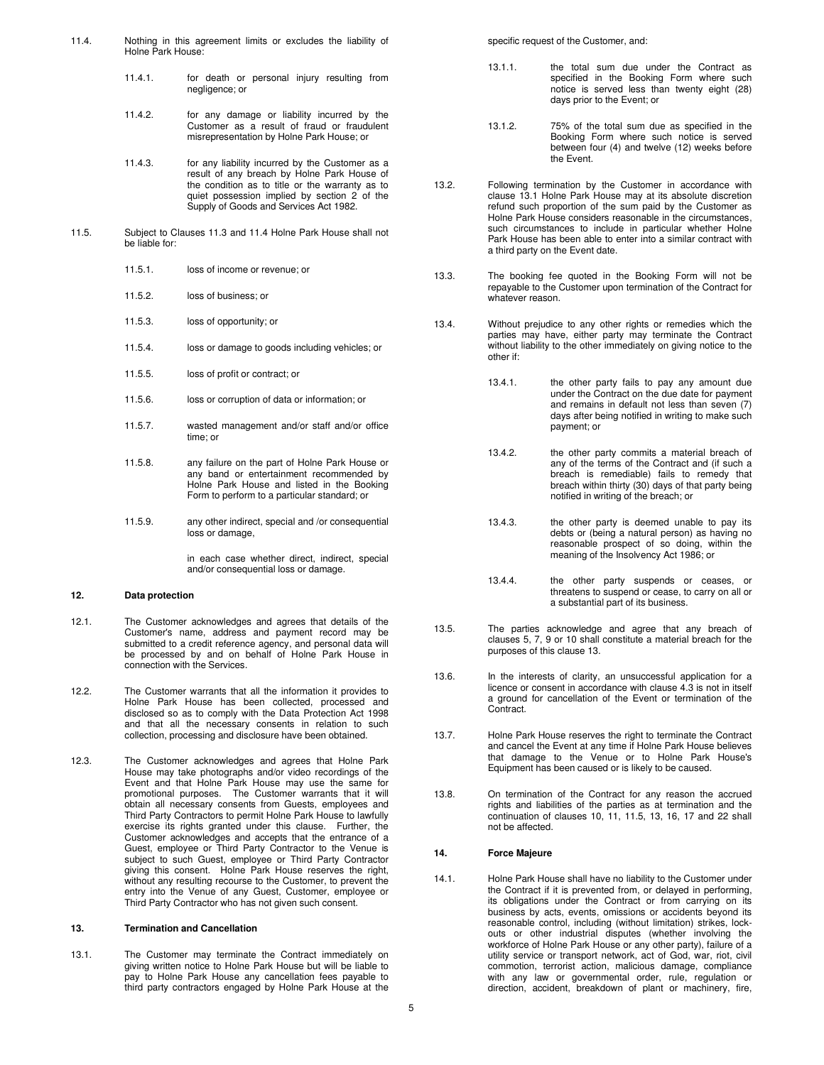11.4. Nothing in this agreement limits or excludes the liability of Holne Park House:

11.4.1. for death or personal injury resulting from negligence; or

11.4.2. for any damage or liability incurred by the Customer as a result of fraud or fraudulent misrepresentation by Holne Park House; or

11.4.3. for any liability incurred by the Customer as a result of any breach by Holne Park House of the condition as to title or the warranty as to quiet possession implied by section 2 of the Supply of Goods and Services Act 1982.

11.5. Subject to Clauses 11.3 and 11.4 Holne Park House shall not be liable for:

11.5.1. loss of income or revenue; or

11.5.2. loss of business; or

11.5.3. loss of opportunity; or

11.5.4. loss or damage to goods including vehicles; or

11.5.5. loss of profit or contract; or

11.5.6. loss or corruption of data or information; or

11.5.7. wasted management and/or staff and/or office time; or

11.5.8. any failure on the part of Holne Park House or any band or entertainment recommended by Holne Park House and listed in the Booking Form to perform to a particular standard; or

11.5.9. any other indirect, special and /or consequential loss or damage,

in each case whether direct, indirect, special and/or consequential loss or damage.

## 12. Data protection

12.1. The Customer acknowledges and agrees that details of the Customer's name, address and payment record may be submitted to a credit reference agency, and personal data will be processed by and on behalf of Holne Park House in connection with the Services.

12.2. The Customer warrants that all the information it provides to Holne Park House has been collected, processed and disclosed so as to comply with the Data Protection Act 1998 and that all the necessary consents in relation to such collection, processing and disclosure have been obtained.

12.3. The Customer acknowledges and agrees that Holne Park House may take photographs and/or video recordings of the Event and that Holne Park House may use the same for promotional purposes. The Customer warrants that it will obtain all necessary consents from Guests, employees and Third Party Contractors to permit Holne Park House to lawfully exercise its rights granted under this clause. Further, the Customer acknowledges and accepts that the entrance of a Guest, employee or Third Party Contractor to the Venue is subject to such Guest, employee or Third Party Contractor giving this consent. Holne Park House reserves the right, without any resulting recourse to the Customer, to prevent the entry into the Venue of any Guest, Customer, employee or Third Party Contractor who has not given such consent.

## 13. Termination and Cancellation

13.1. The Customer may terminate the Contract immediately on giving written notice to Holne Park House but will be liable to pay to Holne Park House any cancellation fees payable to third party contractors engaged by Holne Park House at the specific request of the Customer, and:

13.1.1. the total sum due under the Contract as specified in the Booking Form where such notice is served less than twenty eight (28) days prior to the Event; or

13.1.2. 75% of the total sum due as specified in the Booking Form where such notice is served between four (4) and twelve (12) weeks before the Event.

13.2. Following termination by the Customer in accordance with clause 13.1 Holne Park House may at its absolute discretion refund such proportion of the sum paid by the Customer as Holne Park House considers reasonable in the circumstances, such circumstances to include in particular whether Holne Park House has been able to enter into a similar contract with a third party on the Event date.

13.3. The booking fee quoted in the Booking Form will not be repayable to the Customer upon termination of the Contract for whatever reason.

13.4. Without prejudice to any other rights or remedies which the parties may have, either party may terminate the Contract without liability to the other immediately on giving notice to the other if:

13.4.1. the other party fails to pay any amount due under the Contract on the due date for payment and remains in default not less than seven (7) days after being notified in writing to make such payment; or

13.4.2. the other party commits a material breach of any of the terms of the Contract and (if such a breach is remediable) fails to remedy that breach within thirty (30) days of that party being notified in writing of the breach; or

13.4.3. the other party is deemed unable to pay its debts or (being a natural person) as having no reasonable prospect of so doing, within the meaning of the Insolvency Act 1986; or

13.4.4. the other party suspends or ceases, or threatens to suspend or cease, to carry on all or a substantial part of its business.

13.5. The parties acknowledge and agree that any breach of clauses 5, 7, 9 or 10 shall constitute a material breach for the purposes of this clause 13.

13.6. In the interests of clarity, an unsuccessful application for a licence or consent in accordance with clause 4.3 is not in itself a ground for cancellation of the Event or termination of the Contract.

13.7. Holne Park House reserves the right to terminate the Contract and cancel the Event at any time if Holne Park House believes that damage to the Venue or to Holne Park House's Equipment has been caused or is likely to be caused.

13.8. On termination of the Contract for any reason the accrued rights and liabilities of the parties as at termination and the continuation of clauses 10, 11, 11.5, 13, 16, 17 and 22 shall not be affected.

## 14. Force Majeure

14.1. Holne Park House shall have no liability to the Customer under the Contract if it is prevented from, or delayed in performing, its obligations under the Contract or from carrying on its business by acts, events, omissions or accidents beyond its reasonable control, including (without limitation) strikes, lock-outs or other industrial disputes (whether involving the workforce of Holne Park House or any other party), failure of a utility service or transport network, act of God, war, riot, civil commotion, terrorist action, malicious damage, compliance with any law or governmental order, rule, regulation or direction, accident, breakdown of plant or machinery, fire,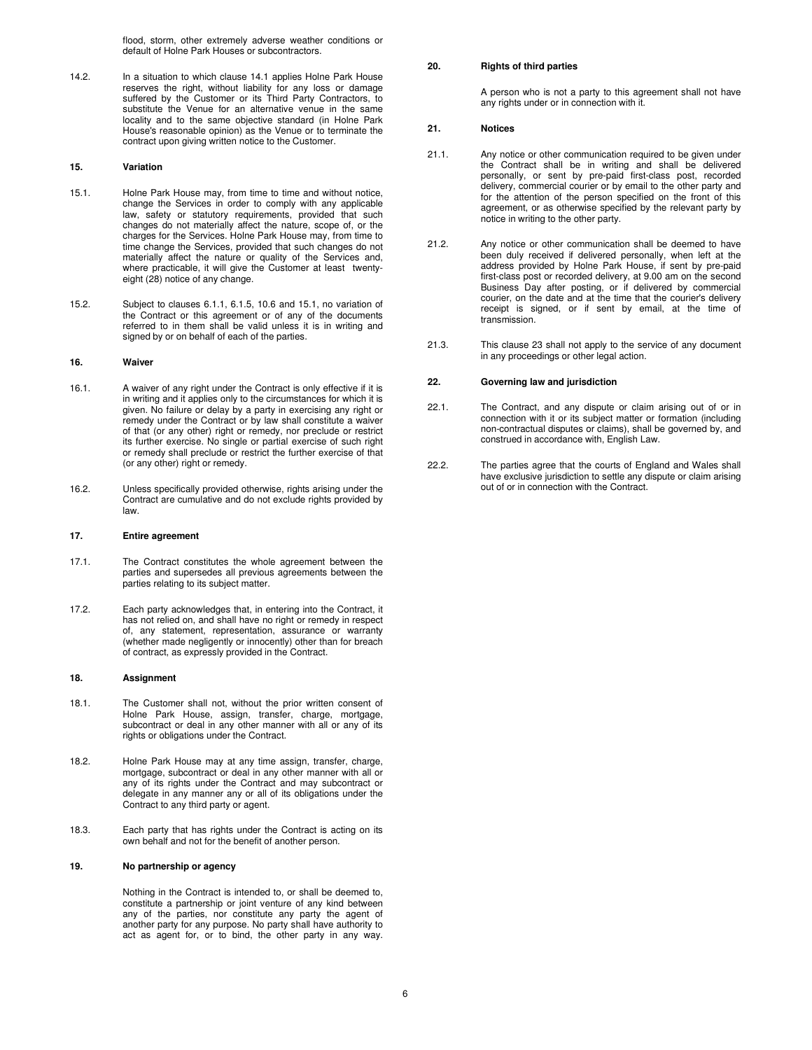flood, storm, other extremely adverse weather conditions or default of Holne Park Houses or subcontractors.

14.2. In a situation to which clause 14.1 applies Holne Park House reserves the right, without liability for any loss or damage suffered by the Customer or its Third Party Contractors, to substitute the Venue for an alternative venue in the same locality and to the same objective standard (in Holne Park House's reasonable opinion) as the Venue or to terminate the contract upon giving written notice to the Customer.

### 15. Variation

15.1. Holne Park House may, from time to time and without notice, change the Services in order to comply with any applicable law, safety or statutory requirements, provided that such changes do not materially affect the nature, scope of, or the charges for the Services. Holne Park House may, from time to time change the Services, provided that such changes do not materially affect the nature or quality of the Services and, where practicable, it will give the Customer at least twenty-eight (28) notice of any change.

15.2. Subject to clauses 6.1.1, 6.1.5, 10.6 and 15.1, no variation of the Contract or this agreement or of any of the documents referred to in them shall be valid unless it is in writing and signed by or on behalf of each of the parties.

### 16. Waiver

16.1. A waiver of any right under the Contract is only effective if it is in writing and it applies only to the circumstances for which it is given. No failure or delay by a party in exercising any right or remedy under the Contract or by law shall constitute a waiver of that (or any other) right or remedy, nor preclude or restrict its further exercise. No single or partial exercise of such right or remedy shall preclude or restrict the further exercise of that (or any other) right or remedy.

16.2. Unless specifically provided otherwise, rights arising under the Contract are cumulative and do not exclude rights provided by law.

### 17. Entire agreement

17.1. The Contract constitutes the whole agreement between the parties and supersedes all previous agreements between the parties relating to its subject matter.

17.2. Each party acknowledges that, in entering into the Contract, it has not relied on, and shall have no right or remedy in respect of, any statement, representation, assurance or warranty (whether made negligently or innocently) other than for breach of contract, as expressly provided in the Contract.

### 18. Assignment

18.1. The Customer shall not, without the prior written consent of Holne Park House, assign, transfer, charge, mortgage, subcontract or deal in any other manner with all or any of its rights or obligations under the Contract.

18.2. Holne Park House may at any time assign, transfer, charge, mortgage, subcontract or deal in any other manner with all or any of its rights under the Contract and may subcontract or delegate in any manner any or all of its obligations under the Contract to any third party or agent.

18.3. Each party that has rights under the Contract is acting on its own behalf and not for the benefit of another person.

### 19. No partnership or agency

Nothing in the Contract is intended to, or shall be deemed to, constitute a partnership or joint venture of any kind between any of the parties, nor constitute any party the agent of another party for any purpose. No party shall have authority to act as agent for, or to bind, the other party in any way.

### 20. Rights of third parties

A person who is not a party to this agreement shall not have any rights under or in connection with it.

### 21. Notices

21.1. Any notice or other communication required to be given under the Contract shall be in writing and shall be delivered personally, or sent by pre-paid first-class post, recorded delivery, commercial courier or by email to the other party and for the attention of the person specified on the front of this agreement, or as otherwise specified by the relevant party by notice in writing to the other party.

21.2. Any notice or other communication shall be deemed to have been duly received if delivered personally, when left at the address provided by Holne Park House, if sent by pre-paid first-class post or recorded delivery, at 9.00 am on the second Business Day after posting, or if delivered by commercial courier, on the date and at the time that the courier's delivery receipt is signed, or if sent by email, at the time of transmission.

21.3. This clause 23 shall not apply to the service of any document in any proceedings or other legal action.

### 22. Governing law and jurisdiction

22.1. The Contract, and any dispute or claim arising out of or in connection with it or its subject matter or formation (including non-contractual disputes or claims), shall be governed by, and construed in accordance with, English Law.

22.2. The parties agree that the courts of England and Wales shall have exclusive jurisdiction to settle any dispute or claim arising out of or in connection with the Contract.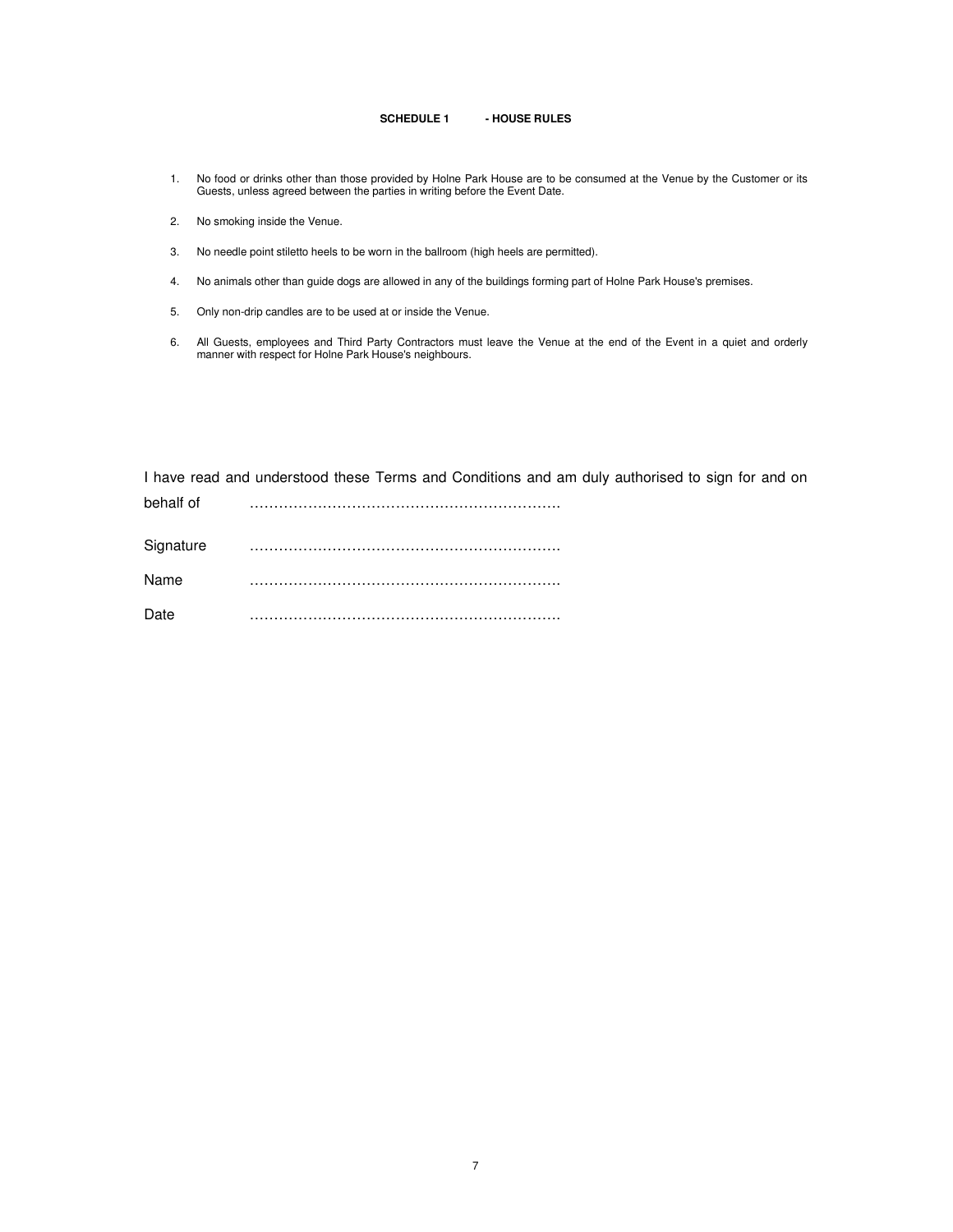## SCHEDULE 1 - HOUSE RULES

1. No food or drinks other than those provided by Holne Park House are to be consumed at the Venue by the Customer or its Guests, unless agreed between the parties in writing before the Event Date.
2. No smoking inside the Venue.
3. No needle point stiletto heels to be worn in the ballroom (high heels are permitted).
4. No animals other than guide dogs are allowed in any of the buildings forming part of Holne Park House's premises.
5. Only non-drip candles are to be used at or inside the Venue.
6. All Guests, employees and Third Party Contractors must leave the Venue at the end of the Event in a quiet and orderly manner with respect for Holne Park House's neighbours.

I have read and understood these Terms and Conditions and am duly authorised to sign for and on behalf of ……………………………………………………….

Signature ……………………………………………………….

Name ……………………………………………………….

Date ……………………………………………………….